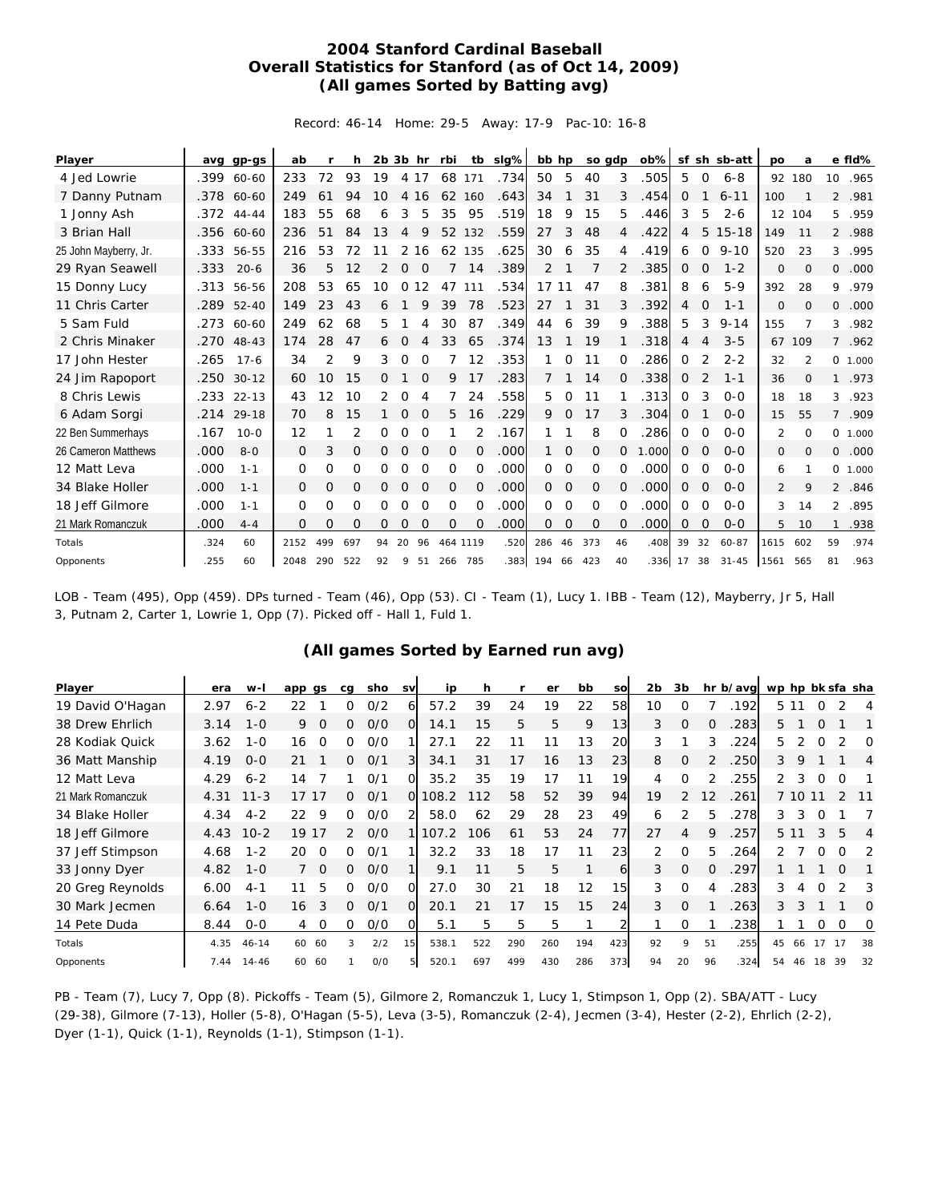# 2004 Stanford Cardinal Baseball
## Overall Statistics for Stanford (as of Oct 14, 2009)
### (All games Sorted by Batting avg)

Record: 46-14 Home: 29-5 Away: 17-9 Pac-10: 16-8

| Player | avg | gp-gs | ab | r | h | 2b | 3b | hr | rbi | tb | slg% | bb | hp | so | gdp | ob% | sf | sh | sb-att | po | a | e | fld% |
|---|---|---|---|---|---|---|---|---|---|---|---|---|---|---|---|---|---|---|---|---|---|---|---|
| 4 Jed Lowrie | .399 | 60-60 | 233 | 72 | 93 | 19 | 4 | 17 | 68 | 171 | .734 | 50 | 5 | 40 | 3 | .505 | 5 | 0 | 6-8 | 92 | 180 | 10 | .965 |
| 7 Danny Putnam | .378 | 60-60 | 249 | 61 | 94 | 10 | 4 | 16 | 62 | 160 | .643 | 34 | 1 | 31 | 3 | .454 | 0 | 1 | 6-11 | 100 | 1 | 2 | .981 |
| 1 Jonny Ash | .372 | 44-44 | 183 | 55 | 68 | 6 | 3 | 5 | 35 | 95 | .519 | 18 | 9 | 15 | 5 | .446 | 3 | 5 | 2-6 | 12 | 104 | 5 | .959 |
| 3 Brian Hall | .356 | 60-60 | 236 | 51 | 84 | 13 | 4 | 9 | 52 | 132 | .559 | 27 | 3 | 48 | 4 | .422 | 4 | 5 | 15-18 | 149 | 11 | 2 | .988 |
| 25 John Mayberry, Jr. | .333 | 56-55 | 216 | 53 | 72 | 11 | 2 | 16 | 62 | 135 | .625 | 30 | 6 | 35 | 4 | .419 | 6 | 0 | 9-10 | 520 | 23 | 3 | .995 |
| 29 Ryan Seawell | .333 | 20-6 | 36 | 5 | 12 | 2 | 0 | 0 | 7 | 14 | .389 | 2 | 1 | 7 | 2 | .385 | 0 | 0 | 1-2 | 0 | 0 | 0 | .000 |
| 15 Donny Lucy | .313 | 56-56 | 208 | 53 | 65 | 10 | 0 | 12 | 47 | 111 | .534 | 17 | 11 | 47 | 8 | .381 | 8 | 6 | 5-9 | 392 | 28 | 9 | .979 |
| 11 Chris Carter | .289 | 52-40 | 149 | 23 | 43 | 6 | 1 | 9 | 39 | 78 | .523 | 27 | 1 | 31 | 3 | .392 | 4 | 0 | 1-1 | 0 | 0 | 0 | .000 |
| 5 Sam Fuld | .273 | 60-60 | 249 | 62 | 68 | 5 | 1 | 4 | 30 | 87 | .349 | 44 | 6 | 39 | 9 | .388 | 5 | 3 | 9-14 | 155 | 7 | 3 | .982 |
| 2 Chris Minaker | .270 | 48-43 | 174 | 28 | 47 | 6 | 0 | 4 | 33 | 65 | .374 | 13 | 1 | 19 | 1 | .318 | 4 | 4 | 3-5 | 67 | 109 | 7 | .962 |
| 17 John Hester | .265 | 17-6 | 34 | 2 | 9 | 3 | 0 | 0 | 7 | 12 | .353 | 1 | 0 | 11 | 0 | .286 | 0 | 2 | 2-2 | 32 | 2 | 0 | 1.000 |
| 24 Jim Rapoport | .250 | 30-12 | 60 | 10 | 15 | 0 | 1 | 0 | 9 | 17 | .283 | 7 | 1 | 14 | 0 | .338 | 0 | 2 | 1-1 | 36 | 0 | 1 | .973 |
| 8 Chris Lewis | .233 | 22-13 | 43 | 12 | 10 | 2 | 0 | 4 | 7 | 24 | .558 | 5 | 0 | 11 | 1 | .313 | 0 | 3 | 0-0 | 18 | 18 | 3 | .923 |
| 6 Adam Sorgi | .214 | 29-18 | 70 | 8 | 15 | 1 | 0 | 0 | 5 | 16 | .229 | 9 | 0 | 17 | 3 | .304 | 0 | 1 | 0-0 | 15 | 55 | 7 | .909 |
| 22 Ben Summerhays | .167 | 10-0 | 12 | 1 | 2 | 0 | 0 | 0 | 1 | 2 | .167 | 1 | 1 | 8 | 0 | .286 | 0 | 0 | 0-0 | 2 | 0 | 0 | 1.000 |
| 26 Cameron Matthews | .000 | 8-0 | 0 | 3 | 0 | 0 | 0 | 0 | 0 | 0 | .000 | 1 | 0 | 0 | 0 | 1.000 | 0 | 0 | 0-0 | 0 | 0 | 0 | .000 |
| 12 Matt Leva | .000 | 1-1 | 0 | 0 | 0 | 0 | 0 | 0 | 0 | 0 | .000 | 0 | 0 | 0 | 0 | .000 | 0 | 0 | 0-0 | 6 | 1 | 0 | 1.000 |
| 34 Blake Holler | .000 | 1-1 | 0 | 0 | 0 | 0 | 0 | 0 | 0 | 0 | .000 | 0 | 0 | 0 | 0 | .000 | 0 | 0 | 0-0 | 2 | 9 | 2 | .846 |
| 18 Jeff Gilmore | .000 | 1-1 | 0 | 0 | 0 | 0 | 0 | 0 | 0 | 0 | .000 | 0 | 0 | 0 | 0 | .000 | 0 | 0 | 0-0 | 3 | 14 | 2 | .895 |
| 21 Mark Romanczuk | .000 | 4-4 | 0 | 0 | 0 | 0 | 0 | 0 | 0 | 0 | .000 | 0 | 0 | 0 | 0 | .000 | 0 | 0 | 0-0 | 5 | 10 | 1 | .938 |
| Totals | .324 | 60 | 2152 | 499 | 697 | 94 | 20 | 96 | 464 | 1119 | .520 | 286 | 46 | 373 | 46 | .408 | 39 | 32 | 60-87 | 1615 | 602 | 59 | .974 |
| Opponents | .255 | 60 | 2048 | 290 | 522 | 92 | 9 | 51 | 266 | 785 | .383 | 194 | 66 | 423 | 40 | .336 | 17 | 38 | 31-45 | 1561 | 565 | 81 | .963 |

LOB - Team (495), Opp (459). DPs turned - Team (46), Opp (53). CI - Team (1), Lucy 1. IBB - Team (12), Mayberry, Jr 5, Hall 3, Putnam 2, Carter 1, Lowrie 1, Opp (7). Picked off - Hall 1, Fuld 1.

### (All games Sorted by Earned run avg)

| Player | era | w-l | app | gs | cg | sho | sv | ip | h | r | er | bb | so | 2b | 3b | hr | b/avg | wp | hp | bk | sfa | sha |
|---|---|---|---|---|---|---|---|---|---|---|---|---|---|---|---|---|---|---|---|---|---|---|
| 19 David O'Hagan | 2.97 | 6-2 | 22 | 1 | 0 | 0/2 | 6 | 57.2 | 39 | 24 | 19 | 22 | 58 | 10 | 0 | 7 | .192 | 5 | 11 | 0 | 2 | 4 |
| 38 Drew Ehrlich | 3.14 | 1-0 | 9 | 0 | 0 | 0/0 | 0 | 14.1 | 15 | 5 | 5 | 9 | 13 | 3 | 0 | 0 | .283 | 5 | 1 | 0 | 1 | 1 |
| 28 Kodiak Quick | 3.62 | 1-0 | 16 | 0 | 0 | 0/0 | 1 | 27.1 | 22 | 11 | 11 | 13 | 20 | 3 | 1 | 3 | .224 | 5 | 2 | 0 | 2 | 0 |
| 36 Matt Manship | 4.19 | 0-0 | 21 | 1 | 0 | 0/1 | 3 | 34.1 | 31 | 17 | 16 | 13 | 23 | 8 | 0 | 2 | .250 | 3 | 9 | 1 | 1 | 4 |
| 12 Matt Leva | 4.29 | 6-2 | 14 | 7 | 1 | 0/1 | 0 | 35.2 | 35 | 19 | 17 | 11 | 19 | 4 | 0 | 2 | .255 | 2 | 3 | 0 | 0 | 1 |
| 21 Mark Romanczuk | 4.31 | 11-3 | 17 | 17 | 0 | 0/1 | 0 | 108.2 | 112 | 58 | 52 | 39 | 94 | 19 | 2 | 12 | .261 | 7 | 10 | 11 | 2 | 11 |
| 34 Blake Holler | 4.34 | 4-2 | 22 | 9 | 0 | 0/0 | 2 | 58.0 | 62 | 29 | 28 | 23 | 49 | 6 | 2 | 5 | .278 | 3 | 3 | 0 | 1 | 7 |
| 18 Jeff Gilmore | 4.43 | 10-2 | 19 | 17 | 2 | 0/0 | 1 | 107.2 | 106 | 61 | 53 | 24 | 77 | 27 | 4 | 9 | .257 | 5 | 11 | 3 | 5 | 4 |
| 37 Jeff Stimpson | 4.68 | 1-2 | 20 | 0 | 0 | 0/1 | 1 | 32.2 | 33 | 18 | 17 | 11 | 23 | 2 | 0 | 5 | .264 | 2 | 7 | 0 | 0 | 2 |
| 33 Jonny Dyer | 4.82 | 1-0 | 7 | 0 | 0 | 0/0 | 1 | 9.1 | 11 | 5 | 5 | 1 | 6 | 3 | 0 | 0 | .297 | 1 | 1 | 1 | 0 | 1 |
| 20 Greg Reynolds | 6.00 | 4-1 | 11 | 5 | 0 | 0/0 | 0 | 27.0 | 30 | 21 | 18 | 12 | 15 | 3 | 0 | 4 | .283 | 3 | 4 | 0 | 2 | 3 |
| 30 Mark Jecmen | 6.64 | 1-0 | 16 | 3 | 0 | 0/1 | 0 | 20.1 | 21 | 17 | 15 | 15 | 24 | 3 | 0 | 1 | .263 | 3 | 3 | 1 | 1 | 0 |
| 14 Pete Duda | 8.44 | 0-0 | 4 | 0 | 0 | 0/0 | 0 | 5.1 | 5 | 5 | 5 | 1 | 2 | 1 | 0 | 1 | .238 | 1 | 1 | 0 | 0 | 0 |
| Totals | 4.35 | 46-14 | 60 | 60 | 3 | 2/2 | 15 | 538.1 | 522 | 290 | 260 | 194 | 423 | 92 | 9 | 51 | .255 | 45 | 66 | 17 | 17 | 38 |
| Opponents | 7.44 | 14-46 | 60 | 60 | 1 | 0/0 | 5 | 520.1 | 697 | 499 | 430 | 286 | 373 | 94 | 20 | 96 | .324 | 54 | 46 | 18 | 39 | 32 |

PB - Team (7), Lucy 7, Opp (8). Pickoffs - Team (5), Gilmore 3, Romanczuk 1, Lucy 1, Stimpson 1, Opp (2). SBA/ATT - Lucy (29-38), Gilmore (7-13), Holler (5-8), O'Hagan (5-5), Leva (3-5), Romanczuk (2-4), Jecmen (3-4), Hester (2-2), Ehrlich (2-2), Dyer (1-1), Quick (1-1), Reynolds (1-1), Stimpson (1-1).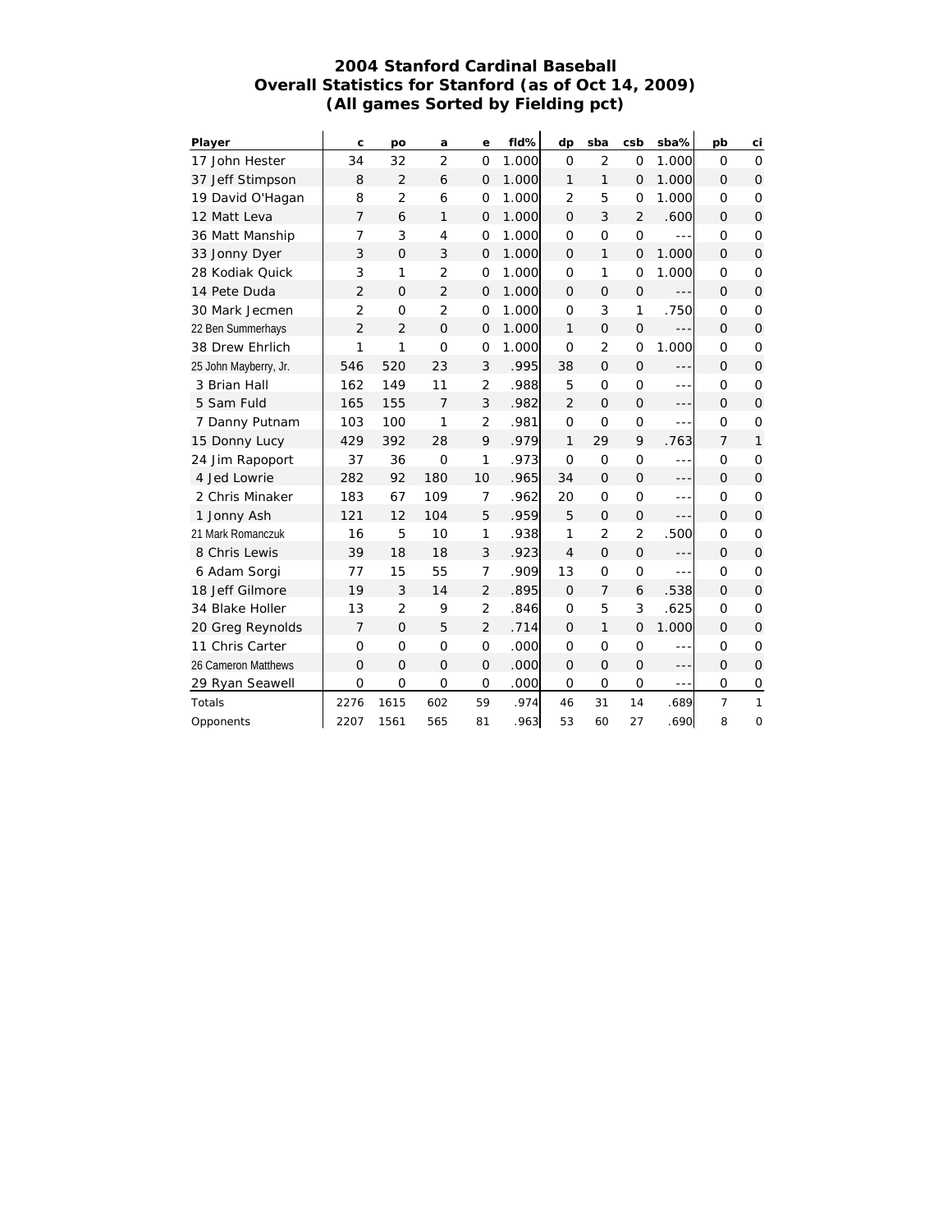# 2004 Stanford Cardinal Baseball
## Overall Statistics for Stanford (as of Oct 14, 2009)
### (All games Sorted by Fielding pct)

| Player | c | po | a | e | fld% | dp | sba | csb | sba% | pb | ci |
|---|---|---|---|---|---|---|---|---|---|---|---|
| 17 John Hester | 34 | 32 | 2 | 0 | 1.000 | 0 | 2 | 0 | 1.000 | 0 | 0 |
| 37 Jeff Stimpson | 8 | 2 | 6 | 0 | 1.000 | 1 | 1 | 0 | 1.000 | 0 | 0 |
| 19 David O'Hagan | 8 | 2 | 6 | 0 | 1.000 | 2 | 5 | 0 | 1.000 | 0 | 0 |
| 12 Matt Leva | 7 | 6 | 1 | 0 | 1.000 | 0 | 3 | 2 | .600 | 0 | 0 |
| 36 Matt Manship | 7 | 3 | 4 | 0 | 1.000 | 0 | 0 | 0 | --- | 0 | 0 |
| 33 Jonny Dyer | 3 | 0 | 3 | 0 | 1.000 | 0 | 1 | 0 | 1.000 | 0 | 0 |
| 28 Kodiak Quick | 3 | 1 | 2 | 0 | 1.000 | 0 | 1 | 0 | 1.000 | 0 | 0 |
| 14 Pete Duda | 2 | 0 | 2 | 0 | 1.000 | 0 | 0 | 0 | --- | 0 | 0 |
| 30 Mark Jecmen | 2 | 0 | 2 | 0 | 1.000 | 0 | 3 | 1 | .750 | 0 | 0 |
| 22 Ben Summerhays | 2 | 2 | 0 | 0 | 1.000 | 1 | 0 | 0 | --- | 0 | 0 |
| 38 Drew Ehrlich | 1 | 1 | 0 | 0 | 1.000 | 0 | 2 | 0 | 1.000 | 0 | 0 |
| 25 John Mayberry, Jr. | 546 | 520 | 23 | 3 | .995 | 38 | 0 | 0 | --- | 0 | 0 |
| 3 Brian Hall | 162 | 149 | 11 | 2 | .988 | 5 | 0 | 0 | --- | 0 | 0 |
| 5 Sam Fuld | 165 | 155 | 7 | 3 | .982 | 2 | 0 | 0 | --- | 0 | 0 |
| 7 Danny Putnam | 103 | 100 | 1 | 2 | .981 | 0 | 0 | 0 | --- | 0 | 0 |
| 15 Donny Lucy | 429 | 392 | 28 | 9 | .979 | 1 | 29 | 9 | .763 | 7 | 1 |
| 24 Jim Rapoport | 37 | 36 | 0 | 1 | .973 | 0 | 0 | 0 | --- | 0 | 0 |
| 4 Jed Lowrie | 282 | 92 | 180 | 10 | .965 | 34 | 0 | 0 | --- | 0 | 0 |
| 2 Chris Minaker | 183 | 67 | 109 | 7 | .962 | 20 | 0 | 0 | --- | 0 | 0 |
| 1 Jonny Ash | 121 | 12 | 104 | 5 | .959 | 5 | 0 | 0 | --- | 0 | 0 |
| 21 Mark Romanczuk | 16 | 5 | 10 | 1 | .938 | 1 | 2 | 2 | .500 | 0 | 0 |
| 8 Chris Lewis | 39 | 18 | 18 | 3 | .923 | 4 | 0 | 0 | --- | 0 | 0 |
| 6 Adam Sorgi | 77 | 15 | 55 | 7 | .909 | 13 | 0 | 0 | --- | 0 | 0 |
| 18 Jeff Gilmore | 19 | 3 | 14 | 2 | .895 | 0 | 7 | 6 | .538 | 0 | 0 |
| 34 Blake Holler | 13 | 2 | 9 | 2 | .846 | 0 | 5 | 3 | .625 | 0 | 0 |
| 20 Greg Reynolds | 7 | 0 | 5 | 2 | .714 | 0 | 1 | 0 | 1.000 | 0 | 0 |
| 11 Chris Carter | 0 | 0 | 0 | 0 | .000 | 0 | 0 | 0 | --- | 0 | 0 |
| 26 Cameron Matthews | 0 | 0 | 0 | 0 | .000 | 0 | 0 | 0 | --- | 0 | 0 |
| 29 Ryan Seawell | 0 | 0 | 0 | 0 | .000 | 0 | 0 | 0 | --- | 0 | 0 |
| Totals | 2276 | 1615 | 602 | 59 | .974 | 46 | 31 | 14 | .689 | 7 | 1 |
| Opponents | 2207 | 1561 | 565 | 81 | .963 | 53 | 60 | 27 | .690 | 8 | 0 |